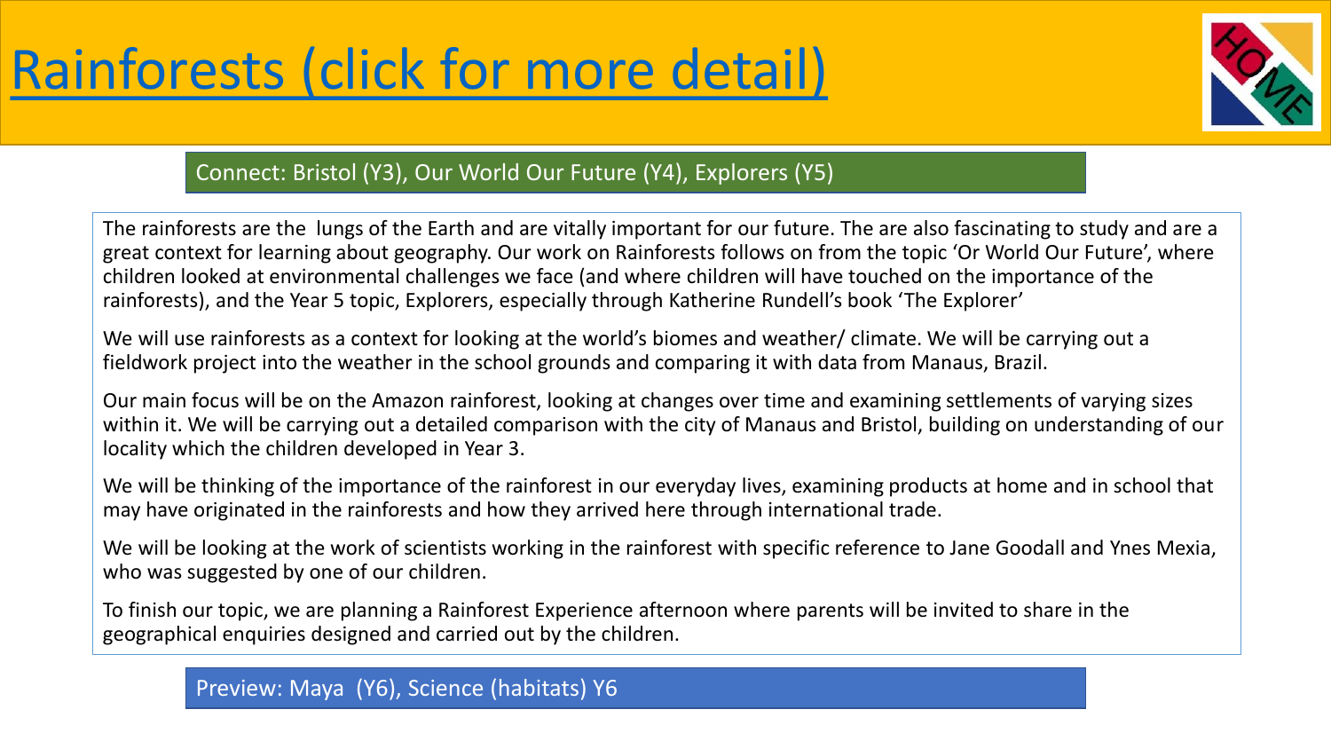# Rainforests (click for more detail)

Connect: Bristol (Y3), Our World Our Future (Y4), Explorers (Y5)

The rainforests are the  lungs of the Earth and are vitally important for our future. The are also fascinating to study and are a great context for learning about geography. Our work on Rainforests follows on from the topic 'Or World Our Future', where children looked at environmental challenges we face (and where children will have touched on the importance of the rainforests), and the Year 5 topic, Explorers, especially through Katherine Rundell's book 'The Explorer'

We will use rainforests as a context for looking at the world's biomes and weather/ climate. We will be carrying out a fieldwork project into the weather in the school grounds and comparing it with data from Manaus, Brazil.

Our main focus will be on the Amazon rainforest, looking at changes over time and examining settlements of varying sizes within it. We will be carrying out a detailed comparison with the city of Manaus and Bristol, building on understanding of our locality which the children developed in Year 3.

We will be thinking of the importance of the rainforest in our everyday lives, examining products at home and in school that may have originated in the rainforests and how they arrived here through international trade.

We will be looking at the work of scientists working in the rainforest with specific reference to Jane Goodall and Ynes Mexia, who was suggested by one of our children.

To finish our topic, we are planning a Rainforest Experience afternoon where parents will be invited to share in the geographical enquiries designed and carried out by the children.

Preview: Maya  (Y6), Science (habitats) Y6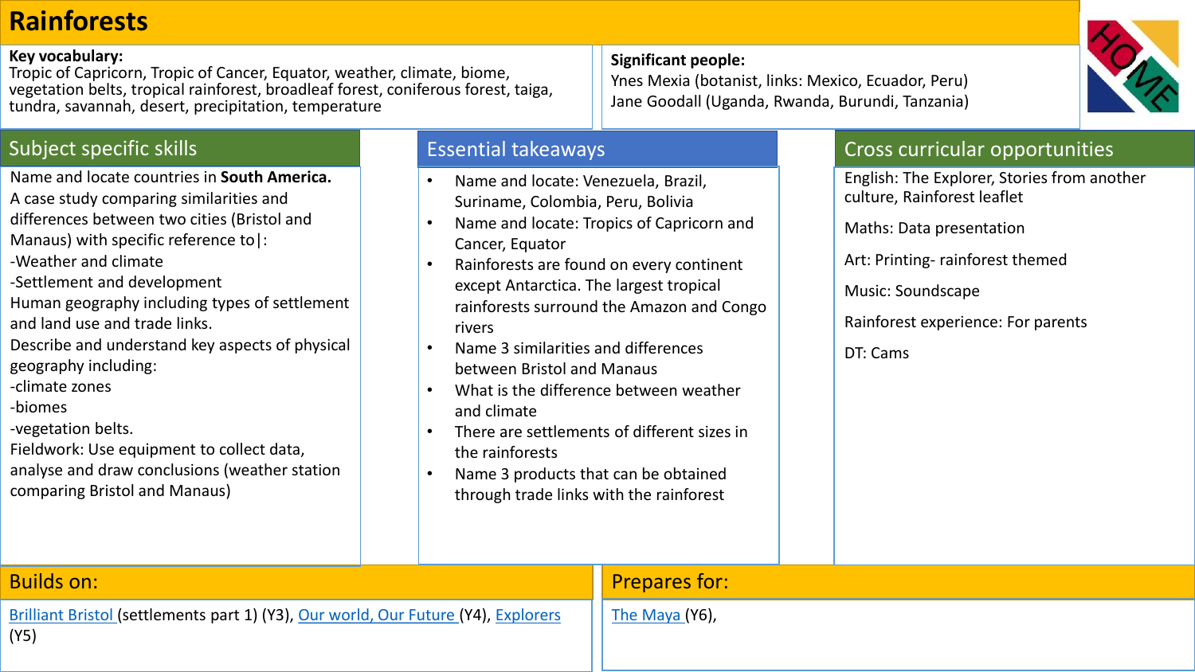# Rainforests

**Key vocabulary:**
Tropic of Capricorn, Tropic of Cancer, Equator, weather, climate, biome, vegetation belts, tropical rainforest, broadleaf forest, coniferous forest, taiga, tundra, savannah, desert, precipitation, temperature

**Significant people:**
Ynes Mexia (botanist, links: Mexico, Ecuador, Peru)
Jane Goodall (Uganda, Rwanda, Burundi, Tanzania)

## Subject specific skills

Name and locate countries in **South America.**
A case study comparing similarities and differences between two cities (Bristol and Manaus) with specific reference to|:
-Weather and climate
-Settlement and development
Human geography including types of settlement and land use and trade links.
Describe and understand key aspects of physical geography including:
-climate zones
-biomes
-vegetation belts.
Fieldwork: Use equipment to collect data, analyse and draw conclusions (weather station comparing Bristol and Manaus)

## Essential takeaways

- Name and locate: Venezuela, Brazil, Suriname, Colombia, Peru, Bolivia
- Name and locate: Tropics of Capricorn and Cancer, Equator
- Rainforests are found on every continent except Antarctica. The largest tropical rainforests surround the Amazon and Congo rivers
- Name 3 similarities and differences between Bristol and Manaus
- What is the difference between weather and climate
- There are settlements of different sizes in the rainforests
- Name 3 products that can be obtained through trade links with the rainforest

## Cross curricular opportunities

English: The Explorer, Stories from another culture, Rainforest leaflet

Maths: Data presentation

Art: Printing- rainforest themed

Music: Soundscape

Rainforest experience: For parents

DT: Cams

## Builds on:

Brilliant Bristol (settlements part 1) (Y3), Our world, Our Future (Y4), Explorers (Y5)

## Prepares for:

The Maya (Y6),